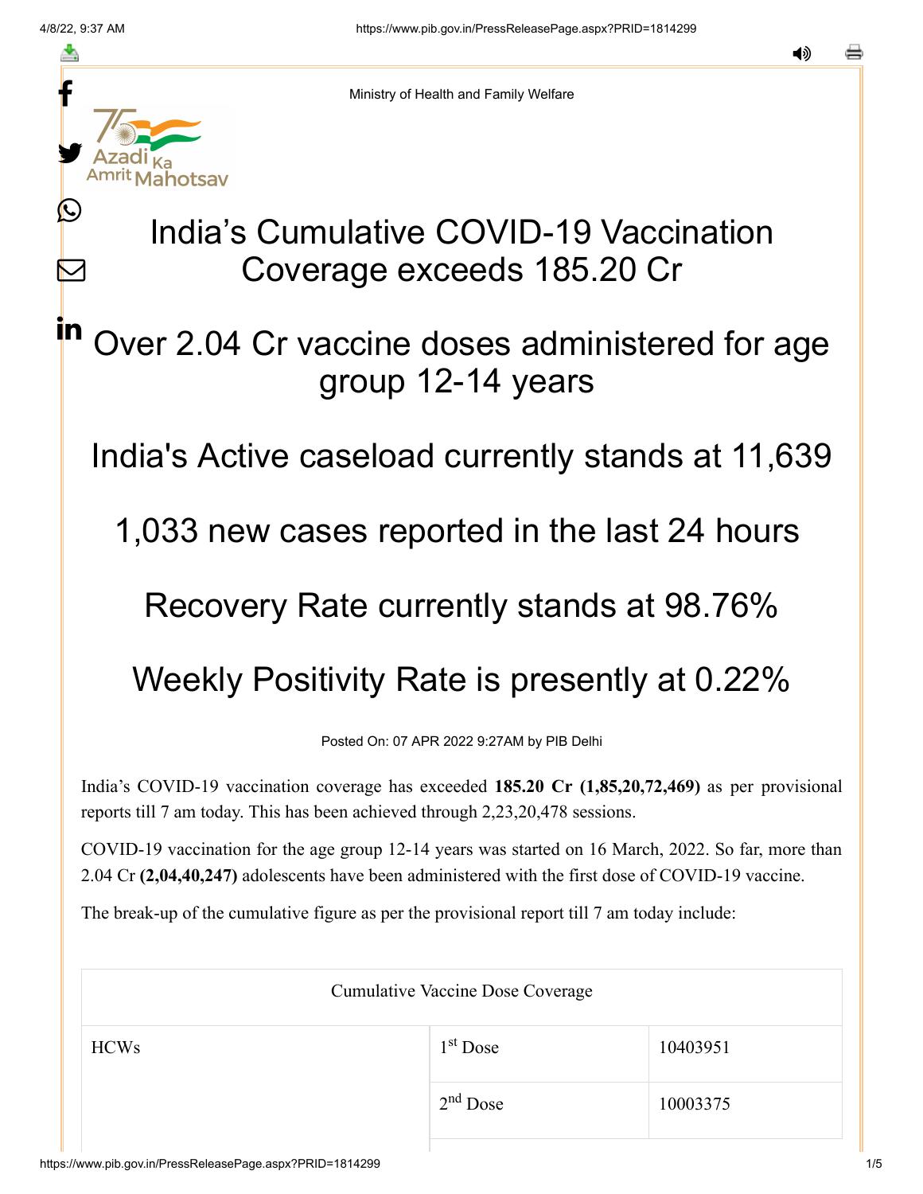Ministry of Health and Family Welfare

# India's Cumulative COVID-19 Vaccination Coverage exceeds 185.20 Cr

## Over 2.04 Cr vaccine doses administered for age group 12-14 years

## India's Active caseload currently stands at 11,639

## 1,033 new cases reported in the last 24 hours

## Recovery Rate currently stands at 98.76%

## Weekly Positivity Rate is presently at 0.22%

Posted On: 07 APR 2022 9:27AM by PIB Delhi

India's COVID-19 vaccination coverage has exceeded **185.20 Cr (1,85,20,72,469)** as per provisional reports till 7 am today. This has been achieved through 2,23,20,478 sessions.

COVID-19 vaccination for the age group 12-14 years was started on 16 March, 2022. So far, more than 2.04 Cr **(2,04,40,247)** adolescents have been administered with the first dose of COVID-19 vaccine.

The break-up of the cumulative figure as per the provisional report till 7 am today include:

| Cumulative Vaccine Dose Coverage | | |
|---|---|---|
| HCWs | 1st Dose | 10403951 |
| | 2nd Dose | 10003375 |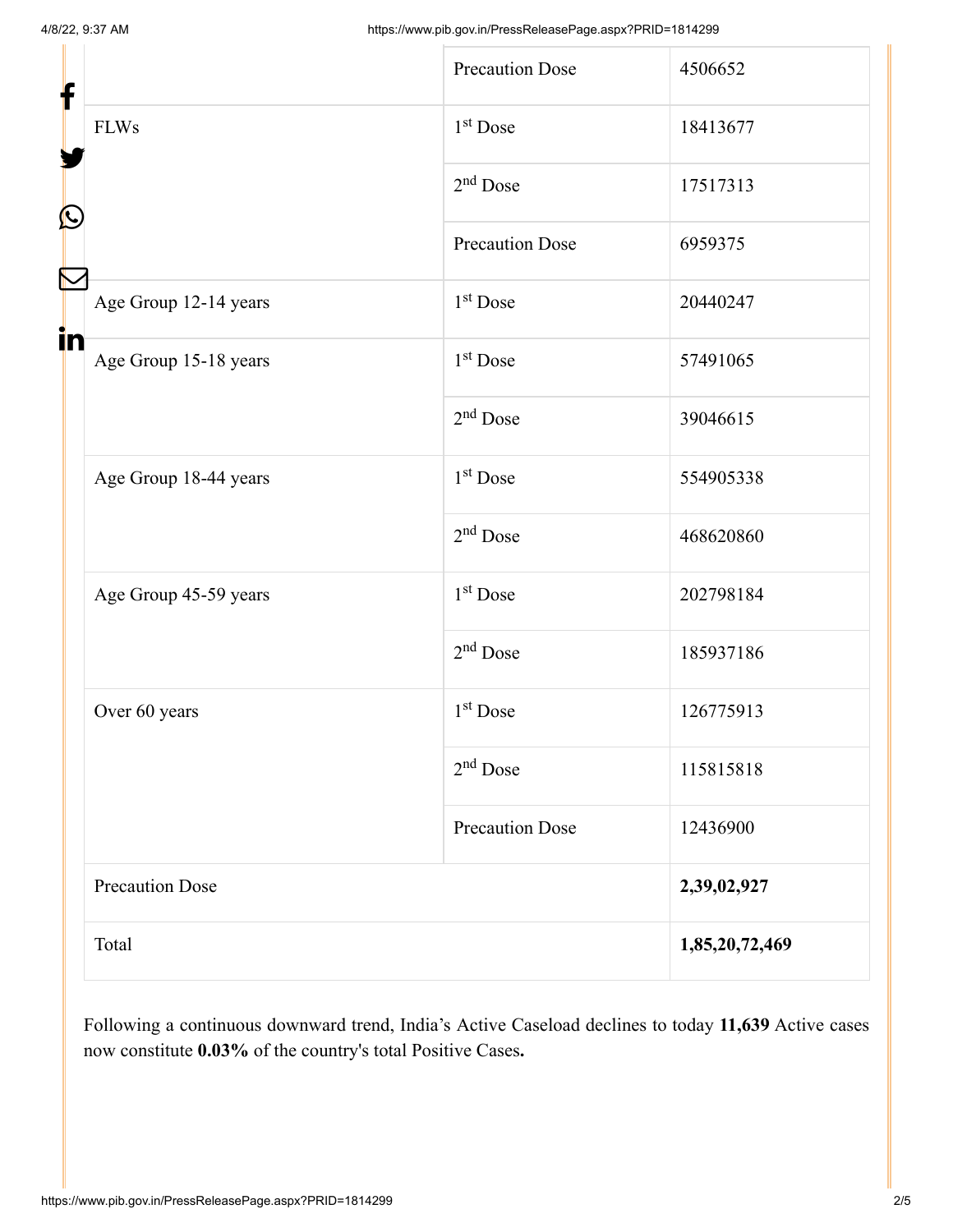| | | |
|---|---|---|
| | Precaution Dose | 4506652 |
| FLWs | 1st Dose | 18413677 |
| | 2nd Dose | 17517313 |
| | Precaution Dose | 6959375 |
| Age Group 12-14 years | 1st Dose | 20440247 |
| Age Group 15-18 years | 1st Dose | 57491065 |
| | 2nd Dose | 39046615 |
| Age Group 18-44 years | 1st Dose | 554905338 |
| | 2nd Dose | 468620860 |
| Age Group 45-59 years | 1st Dose | 202798184 |
| | 2nd Dose | 185937186 |
| Over 60 years | 1st Dose | 126775913 |
| | 2nd Dose | 115815818 |
| | Precaution Dose | 12436900 |
| Precaution Dose | | **2,39,02,927** |
| Total | | **1,85,20,72,469** |

Following a continuous downward trend, India's Active Caseload declines to today **11,639** Active cases now constitute **0.03%** of the country's total Positive Cases**.**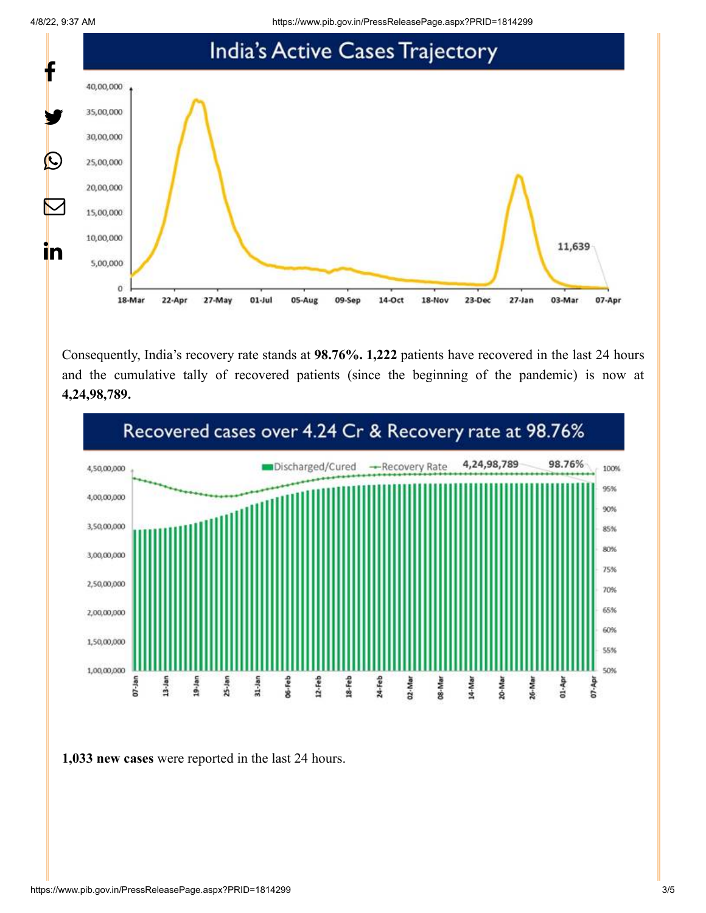## India's Active Cases Trajectory

Consequently, India's recovery rate stands at **98.76%. 1,222** patients have recovered in the last 24 hours and the cumulative tally of recovered patients (since the beginning of the pandemic) is now at **4,24,98,789.**

## Recovered cases over 4.24 Cr & Recovery rate at 98.76%

**1,033 new cases** were reported in the last 24 hours.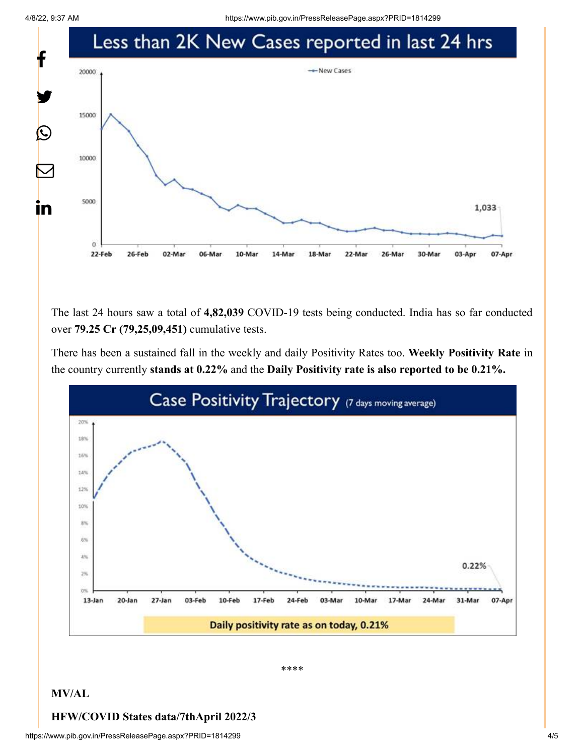## Less than 2K New Cases reported in last 24 hrs

The last 24 hours saw a total of **4,82,039** COVID-19 tests being conducted. India has so far conducted over **79.25 Cr (79,25,09,451)** cumulative tests.

There has been a sustained fall in the weekly and daily Positivity Rates too. **Weekly Positivity Rate** in the country currently **stands at 0.22%** and the **Daily Positivity rate is also reported to be 0.21%.**

## Case Positivity Trajectory (7 days moving average)

Daily positivity rate as on today, 0.21%

****

**MV/AL**

**HFW/COVID States data/7thApril 2022/3**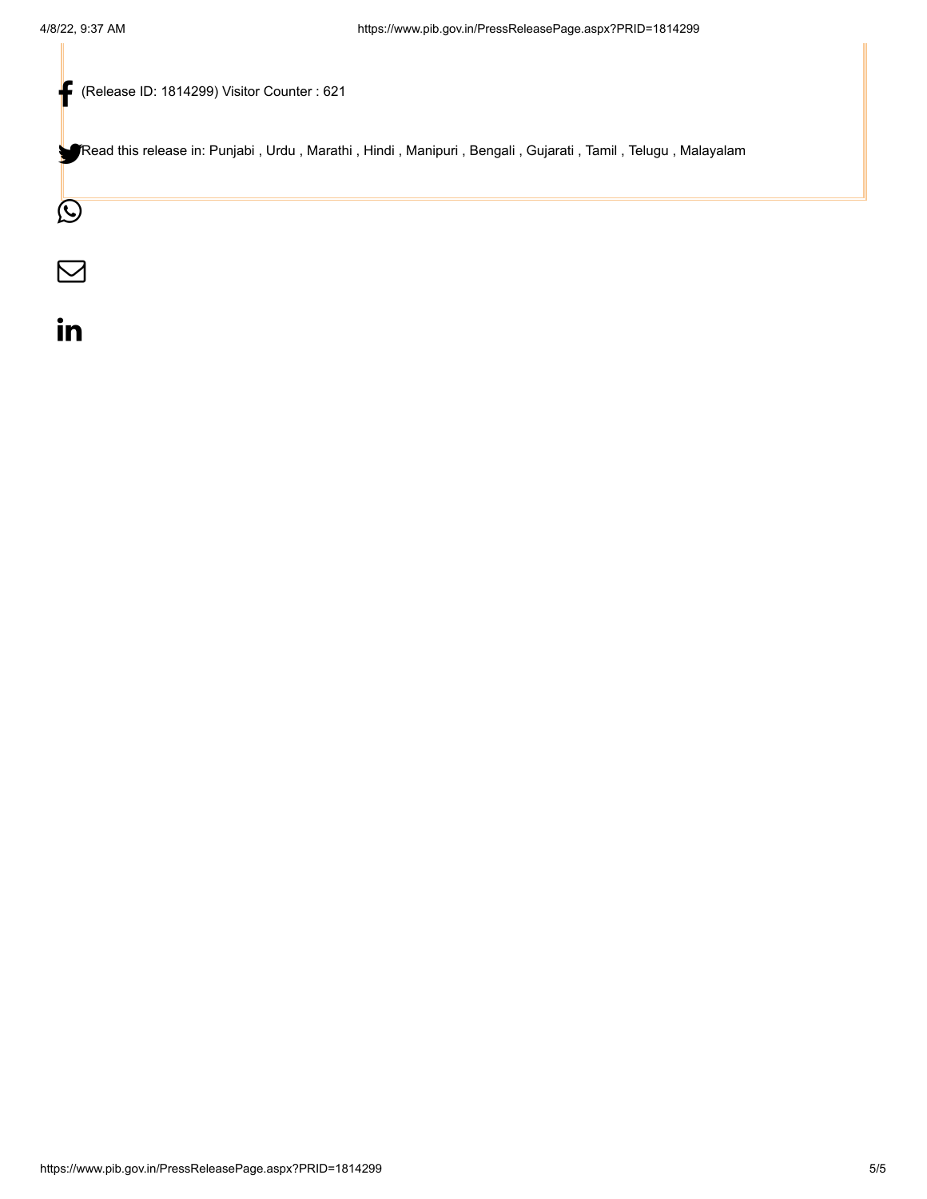(Release ID: 1814299) Visitor Counter : 621

Read this release in: Punjabi , Urdu , Marathi , Hindi , Manipuri , Bengali , Gujarati , Tamil , Telugu , Malayalam